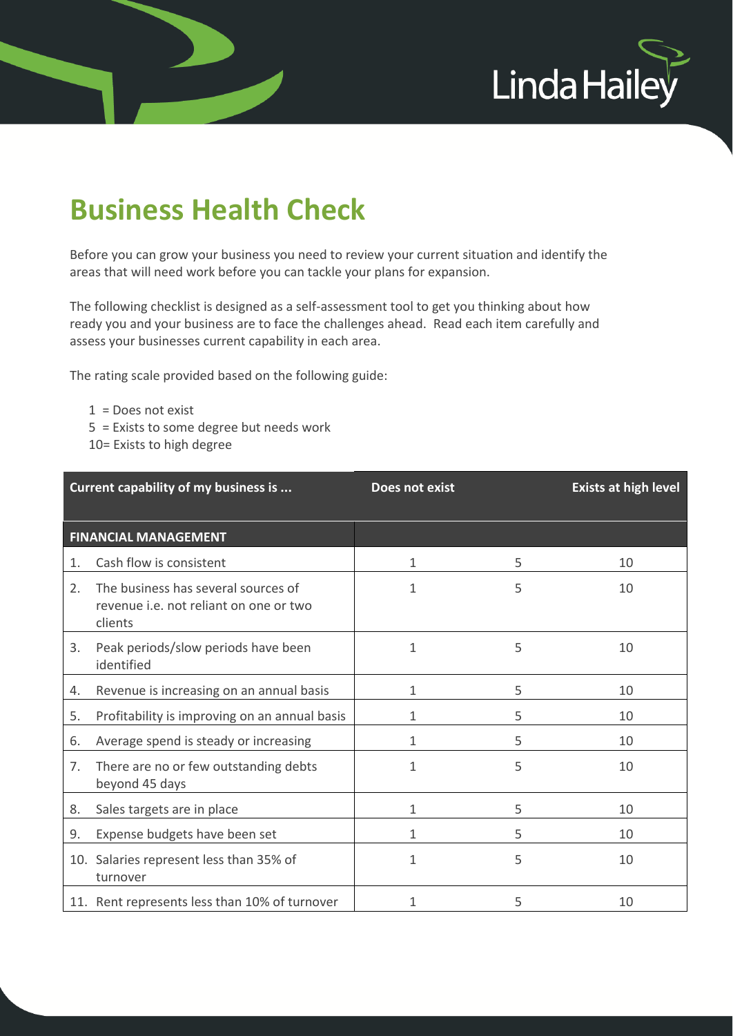# Business Health Check

Before you can grow your business you need to review your current situation and identify the areas that will need work before you can tackle your plans for expansion.

The following checklist is designed as a self-assessment tool to get you thinking about how ready you and your business are to face the challenges ahead. Read each item carefully and assess your businesses current capability in each area.

The rating scale provided based on the following guide:

1 = Does not exist
5 = Exists to some degree but needs work
10= Exists to high degree

| Current capability of my business is ... | Does not exist | | Exists at high level |
|---|---|---|---|
| **FINANCIAL MANAGEMENT** | | | |
| 1. Cash flow is consistent | 1 | 5 | 10 |
| 2. The business has several sources of revenue i.e. not reliant on one or two clients | 1 | 5 | 10 |
| 3. Peak periods/slow periods have been identified | 1 | 5 | 10 |
| 4. Revenue is increasing on an annual basis | 1 | 5 | 10 |
| 5. Profitability is improving on an annual basis | 1 | 5 | 10 |
| 6. Average spend is steady or increasing | 1 | 5 | 10 |
| 7. There are no or few outstanding debts beyond 45 days | 1 | 5 | 10 |
| 8. Sales targets are in place | 1 | 5 | 10 |
| 9. Expense budgets have been set | 1 | 5 | 10 |
| 10. Salaries represent less than 35% of turnover | 1 | 5 | 10 |
| 11. Rent represents less than 10% of turnover | 1 | 5 | 10 |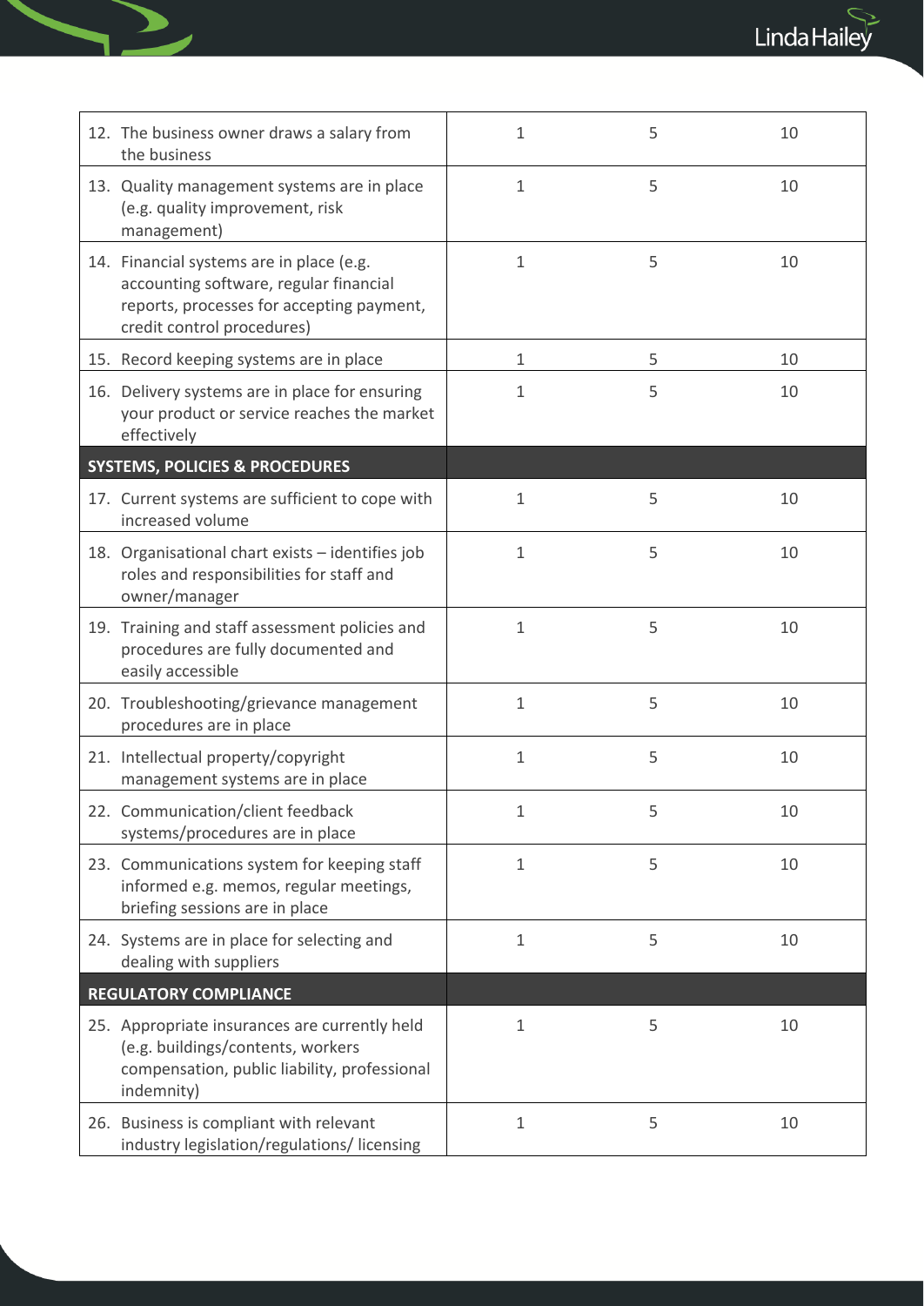| | | | |
|---|---|---|---|
| 12. The business owner draws a salary from the business | 1 | 5 | 10 |
| 13. Quality management systems are in place (e.g. quality improvement, risk management) | 1 | 5 | 10 |
| 14. Financial systems are in place (e.g. accounting software, regular financial reports, processes for accepting payment, credit control procedures) | 1 | 5 | 10 |
| 15. Record keeping systems are in place | 1 | 5 | 10 |
| 16. Delivery systems are in place for ensuring your product or service reaches the market effectively | 1 | 5 | 10 |
| **SYSTEMS, POLICIES & PROCEDURES** | | | |
| 17. Current systems are sufficient to cope with increased volume | 1 | 5 | 10 |
| 18. Organisational chart exists – identifies job roles and responsibilities for staff and owner/manager | 1 | 5 | 10 |
| 19. Training and staff assessment policies and procedures are fully documented and easily accessible | 1 | 5 | 10 |
| 20. Troubleshooting/grievance management procedures are in place | 1 | 5 | 10 |
| 21. Intellectual property/copyright management systems are in place | 1 | 5 | 10 |
| 22. Communication/client feedback systems/procedures are in place | 1 | 5 | 10 |
| 23. Communications system for keeping staff informed e.g. memos, regular meetings, briefing sessions are in place | 1 | 5 | 10 |
| 24. Systems are in place for selecting and dealing with suppliers | 1 | 5 | 10 |
| **REGULATORY COMPLIANCE** | | | |
| 25. Appropriate insurances are currently held (e.g. buildings/contents, workers compensation, public liability, professional indemnity) | 1 | 5 | 10 |
| 26. Business is compliant with relevant industry legislation/regulations/ licensing | 1 | 5 | 10 |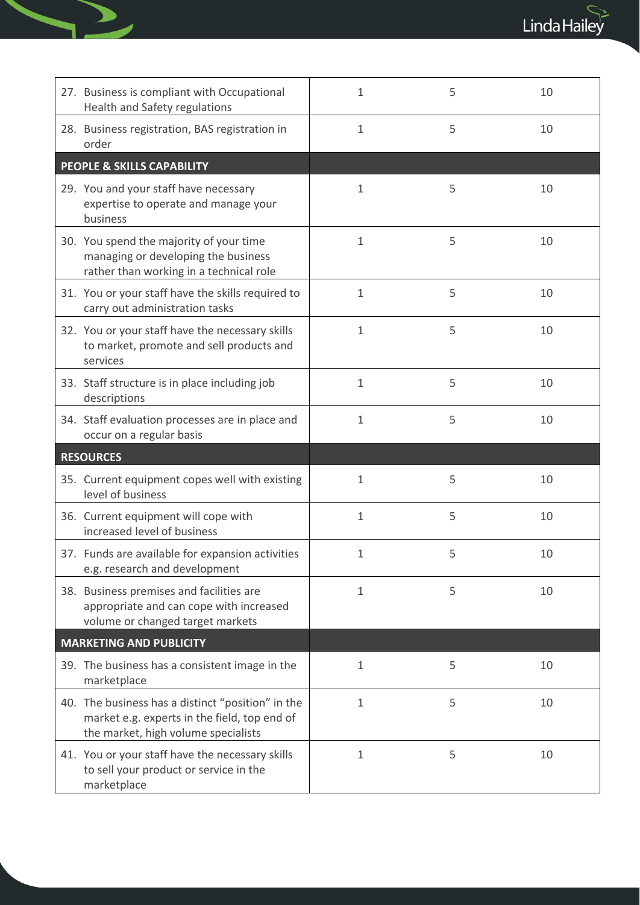| | | | |
|---|---|---|---|
| 27. Business is compliant with Occupational Health and Safety regulations | 1 | 5 | 10 |
| 28. Business registration, BAS registration in order | 1 | 5 | 10 |
| **PEOPLE & SKILLS CAPABILITY** | | | |
| 29. You and your staff have necessary expertise to operate and manage your business | 1 | 5 | 10 |
| 30. You spend the majority of your time managing or developing the business rather than working in a technical role | 1 | 5 | 10 |
| 31. You or your staff have the skills required to carry out administration tasks | 1 | 5 | 10 |
| 32. You or your staff have the necessary skills to market, promote and sell products and services | 1 | 5 | 10 |
| 33. Staff structure is in place including job descriptions | 1 | 5 | 10 |
| 34. Staff evaluation processes are in place and occur on a regular basis | 1 | 5 | 10 |
| **RESOURCES** | | | |
| 35. Current equipment copes well with existing level of business | 1 | 5 | 10 |
| 36. Current equipment will cope with increased level of business | 1 | 5 | 10 |
| 37. Funds are available for expansion activities e.g. research and development | 1 | 5 | 10 |
| 38. Business premises and facilities are appropriate and can cope with increased volume or changed target markets | 1 | 5 | 10 |
| **MARKETING AND PUBLICITY** | | | |
| 39. The business has a consistent image in the marketplace | 1 | 5 | 10 |
| 40. The business has a distinct "position" in the market e.g. experts in the field, top end of the market, high volume specialists | 1 | 5 | 10 |
| 41. You or your staff have the necessary skills to sell your product or service in the marketplace | 1 | 5 | 10 |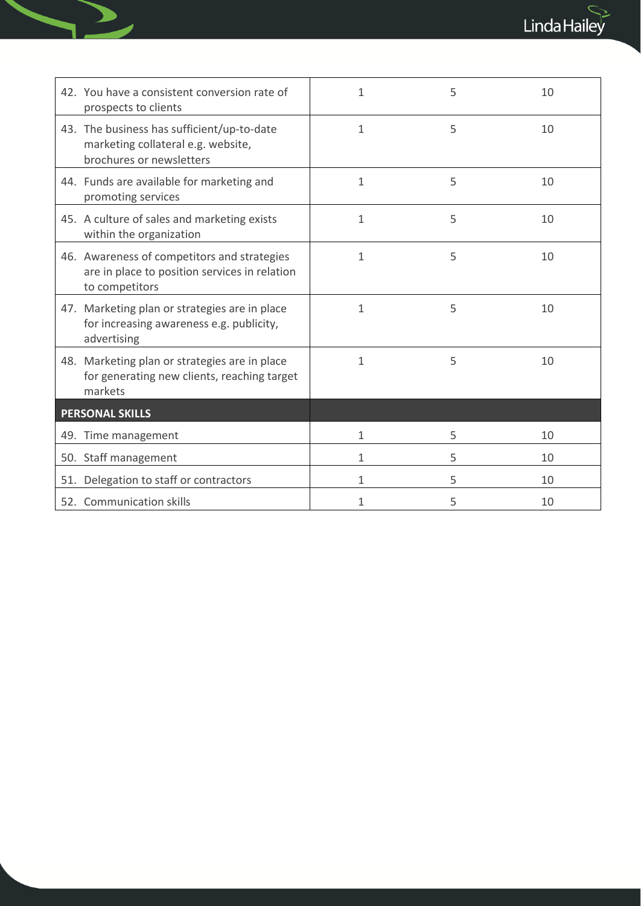| | | | |
|---|---|---|---|
| 42. You have a consistent conversion rate of prospects to clients | 1 | 5 | 10 |
| 43. The business has sufficient/up-to-date marketing collateral e.g. website, brochures or newsletters | 1 | 5 | 10 |
| 44. Funds are available for marketing and promoting services | 1 | 5 | 10 |
| 45. A culture of sales and marketing exists within the organization | 1 | 5 | 10 |
| 46. Awareness of competitors and strategies are in place to position services in relation to competitors | 1 | 5 | 10 |
| 47. Marketing plan or strategies are in place for increasing awareness e.g. publicity, advertising | 1 | 5 | 10 |
| 48. Marketing plan or strategies are in place for generating new clients, reaching target markets | 1 | 5 | 10 |
| **PERSONAL SKILLS** | | | |
| 49. Time management | 1 | 5 | 10 |
| 50. Staff management | 1 | 5 | 10 |
| 51. Delegation to staff or contractors | 1 | 5 | 10 |
| 52. Communication skills | 1 | 5 | 10 |